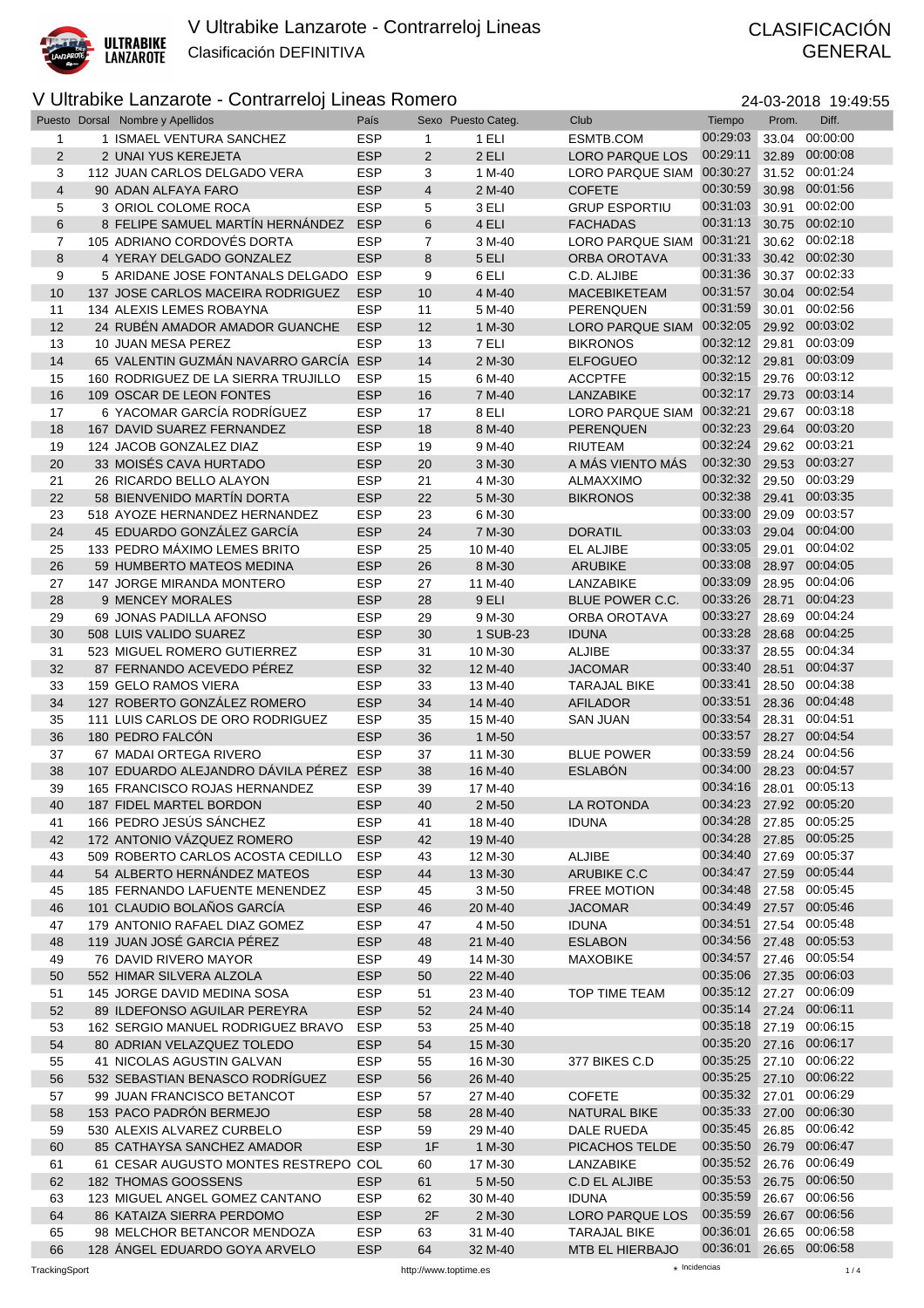# V Ultrabike Lanzarote - Contrarreloj Lineas

Clasificación DEFINITIVA

CLASIFICACIÓN GENERAL

## V Ultrabike Lanzarote - Contrarreloj Lineas Romero

24-03-2018 19:49:55

| Puesto | Dorsal | Nombre y Apellidos | País | Sexo | Puesto Categ. | Club | Tiempo | Prom. | Diff. |
|---|---|---|---|---|---|---|---|---|---|
| 1 | 1 | ISMAEL VENTURA SANCHEZ | ESP | 1 | 1 ELI | ESMTB.COM | 00:29:03 | 33.04 | 00:00:00 |
| 2 | 2 | UNAI YUS KEREJETA | ESP | 2 | 2 ELI | LORO PARQUE LOS | 00:29:11 | 32.89 | 00:00:08 |
| 3 | 112 | JUAN CARLOS DELGADO VERA | ESP | 3 | 1 M-40 | LORO PARQUE SIAM | 00:30:27 | 31.52 | 00:01:24 |
| 4 | 90 | ADAN ALFAYA FARO | ESP | 4 | 2 M-40 | COFETE | 00:30:59 | 30.98 | 00:01:56 |
| 5 | 3 | ORIOL COLOME ROCA | ESP | 5 | 3 ELI | GRUP ESPORTIU | 00:31:03 | 30.91 | 00:02:00 |
| 6 | 8 | FELIPE SAMUEL MARTÍN HERNÁNDEZ | ESP | 6 | 4 ELI | FACHADAS | 00:31:13 | 30.75 | 00:02:10 |
| 7 | 105 | ADRIANO CORDOVÉS DORTA | ESP | 7 | 3 M-40 | LORO PARQUE SIAM | 00:31:21 | 30.62 | 00:02:18 |
| 8 | 4 | YERAY DELGADO GONZALEZ | ESP | 8 | 5 ELI | ORBA OROTAVA | 00:31:33 | 30.42 | 00:02:30 |
| 9 | 5 | ARIDANE JOSE FONTANALS DELGADO | ESP | 9 | 6 ELI | C.D. ALJIBE | 00:31:36 | 30.37 | 00:02:33 |
| 10 | 137 | JOSE CARLOS MACEIRA RODRIGUEZ | ESP | 10 | 4 M-40 | MACEBIKETEAM | 00:31:57 | 30.04 | 00:02:54 |
| 11 | 134 | ALEXIS LEMES ROBAYNA | ESP | 11 | 5 M-40 | PERENQUEN | 00:31:59 | 30.01 | 00:02:56 |
| 12 | 24 | RUBÉN AMADOR AMADOR GUANCHE | ESP | 12 | 1 M-30 | LORO PARQUE SIAM | 00:32:05 | 29.92 | 00:03:02 |
| 13 | 10 | JUAN MESA PEREZ | ESP | 13 | 7 ELI | BIKRONOS | 00:32:12 | 29.81 | 00:03:09 |
| 14 | 65 | VALENTIN GUZMÁN NAVARRO GARCÍA | ESP | 14 | 2 M-30 | ELFOGUEO | 00:32:12 | 29.81 | 00:03:09 |
| 15 | 160 | RODRIGUEZ DE LA SIERRA TRUJILLO | ESP | 15 | 6 M-40 | ACCPTFE | 00:32:15 | 29.76 | 00:03:12 |
| 16 | 109 | OSCAR DE LEON FONTES | ESP | 16 | 7 M-40 | LANZABIKE | 00:32:17 | 29.73 | 00:03:14 |
| 17 | 6 | YACOMAR GARCÍA RODRÍGUEZ | ESP | 17 | 8 ELI | LORO PARQUE SIAM | 00:32:21 | 29.67 | 00:03:18 |
| 18 | 167 | DAVID SUAREZ FERNANDEZ | ESP | 18 | 8 M-40 | PERENQUEN | 00:32:23 | 29.64 | 00:03:20 |
| 19 | 124 | JACOB GONZALEZ DIAZ | ESP | 19 | 9 M-40 | RIUTEAM | 00:32:24 | 29.62 | 00:03:21 |
| 20 | 33 | MOISÉS CAVA HURTADO | ESP | 20 | 3 M-30 | A MÁS VIENTO MÁS | 00:32:30 | 29.53 | 00:03:27 |
| 21 | 26 | RICARDO BELLO ALAYON | ESP | 21 | 4 M-30 | ALMAXXIMO | 00:32:32 | 29.50 | 00:03:29 |
| 22 | 58 | BIENVENIDO MARTÍN DORTA | ESP | 22 | 5 M-30 | BIKRONOS | 00:32:38 | 29.41 | 00:03:35 |
| 23 | 518 | AYOZE HERNANDEZ HERNANDEZ | ESP | 23 | 6 M-30 | | 00:33:00 | 29.09 | 00:03:57 |
| 24 | 45 | EDUARDO GONZÁLEZ GARCÍA | ESP | 24 | 7 M-30 | DORATIL | 00:33:03 | 29.04 | 00:04:00 |
| 25 | 133 | PEDRO MÁXIMO LEMES BRITO | ESP | 25 | 10 M-40 | EL ALJIBE | 00:33:05 | 29.01 | 00:04:02 |
| 26 | 59 | HUMBERTO MATEOS MEDINA | ESP | 26 | 8 M-30 | ARUBIKE | 00:33:08 | 28.97 | 00:04:05 |
| 27 | 147 | JORGE MIRANDA MONTERO | ESP | 27 | 11 M-40 | LANZABIKE | 00:33:09 | 28.95 | 00:04:06 |
| 28 | 9 | MENCEY MORALES | ESP | 28 | 9 ELI | BLUE POWER C.C. | 00:33:26 | 28.71 | 00:04:23 |
| 29 | 69 | JONAS PADILLA AFONSO | ESP | 29 | 9 M-30 | ORBA OROTAVA | 00:33:27 | 28.69 | 00:04:24 |
| 30 | 508 | LUIS VALIDO SUAREZ | ESP | 30 | 1 SUB-23 | IDUNA | 00:33:28 | 28.68 | 00:04:25 |
| 31 | 523 | MIGUEL ROMERO GUTIERREZ | ESP | 31 | 10 M-30 | ALJIBE | 00:33:37 | 28.55 | 00:04:34 |
| 32 | 87 | FERNANDO ACEVEDO PÉREZ | ESP | 32 | 12 M-40 | JACOMAR | 00:33:40 | 28.51 | 00:04:37 |
| 33 | 159 | GELO RAMOS VIERA | ESP | 33 | 13 M-40 | TARAJAL BIKE | 00:33:41 | 28.50 | 00:04:38 |
| 34 | 127 | ROBERTO GONZÁLEZ ROMERO | ESP | 34 | 14 M-40 | AFILADOR | 00:33:51 | 28.36 | 00:04:48 |
| 35 | 111 | LUIS CARLOS DE ORO RODRIGUEZ | ESP | 35 | 15 M-40 | SAN JUAN | 00:33:54 | 28.31 | 00:04:51 |
| 36 | 180 | PEDRO FALCÓN | ESP | 36 | 1 M-50 | | 00:33:57 | 28.27 | 00:04:54 |
| 37 | 67 | MADAI ORTEGA RIVERO | ESP | 37 | 11 M-30 | BLUE POWER | 00:33:59 | 28.24 | 00:04:56 |
| 38 | 107 | EDUARDO ALEJANDRO DÁVILA PÉREZ | ESP | 38 | 16 M-40 | ESLABÓN | 00:34:00 | 28.23 | 00:04:57 |
| 39 | 165 | FRANCISCO ROJAS HERNANDEZ | ESP | 39 | 17 M-40 | | 00:34:16 | 28.01 | 00:05:13 |
| 40 | 187 | FIDEL MARTEL BORDON | ESP | 40 | 2 M-50 | LA ROTONDA | 00:34:23 | 27.92 | 00:05:20 |
| 41 | 166 | PEDRO JESÚS SÁNCHEZ | ESP | 41 | 18 M-40 | IDUNA | 00:34:28 | 27.85 | 00:05:25 |
| 42 | 172 | ANTONIO VÁZQUEZ ROMERO | ESP | 42 | 19 M-40 | | 00:34:28 | 27.85 | 00:05:25 |
| 43 | 509 | ROBERTO CARLOS ACOSTA CEDILLO | ESP | 43 | 12 M-30 | ALJIBE | 00:34:40 | 27.69 | 00:05:37 |
| 44 | 54 | ALBERTO HERNÁNDEZ MATEOS | ESP | 44 | 13 M-30 | ARUBIKE C.C | 00:34:47 | 27.59 | 00:05:44 |
| 45 | 185 | FERNANDO LAFUENTE MENENDEZ | ESP | 45 | 3 M-50 | FREE MOTION | 00:34:48 | 27.58 | 00:05:45 |
| 46 | 101 | CLAUDIO BOLAÑOS GARCÍA | ESP | 46 | 20 M-40 | JACOMAR | 00:34:49 | 27.57 | 00:05:46 |
| 47 | 179 | ANTONIO RAFAEL DIAZ GOMEZ | ESP | 47 | 4 M-50 | IDUNA | 00:34:51 | 27.54 | 00:05:48 |
| 48 | 119 | JUAN JOSÉ GARCIA PÉREZ | ESP | 48 | 21 M-40 | ESLABON | 00:34:56 | 27.48 | 00:05:53 |
| 49 | 76 | DAVID RIVERO MAYOR | ESP | 49 | 14 M-30 | MAXOBIKE | 00:34:57 | 27.46 | 00:05:54 |
| 50 | 552 | HIMAR SILVERA ALZOLA | ESP | 50 | 22 M-40 | | 00:35:06 | 27.35 | 00:06:03 |
| 51 | 145 | JORGE DAVID MEDINA SOSA | ESP | 51 | 23 M-40 | TOP TIME TEAM | 00:35:12 | 27.27 | 00:06:09 |
| 52 | 89 | ILDEFONSO AGUILAR PEREYRA | ESP | 52 | 24 M-40 | | 00:35:14 | 27.24 | 00:06:11 |
| 53 | 162 | SERGIO MANUEL RODRIGUEZ BRAVO | ESP | 53 | 25 M-40 | | 00:35:18 | 27.19 | 00:06:15 |
| 54 | 80 | ADRIAN VELAZQUEZ TOLEDO | ESP | 54 | 15 M-30 | | 00:35:20 | 27.16 | 00:06:17 |
| 55 | 41 | NICOLAS AGUSTIN GALVAN | ESP | 55 | 16 M-30 | 377 BIKES C.D | 00:35:25 | 27.10 | 00:06:22 |
| 56 | 532 | SEBASTIAN BENASCO RODRÍGUEZ | ESP | 56 | 26 M-40 | | 00:35:25 | 27.10 | 00:06:22 |
| 57 | 99 | JUAN FRANCISCO BETANCOT | ESP | 57 | 27 M-40 | COFETE | 00:35:32 | 27.01 | 00:06:29 |
| 58 | 153 | PACO PADRÓN BERMEJO | ESP | 58 | 28 M-40 | NATURAL BIKE | 00:35:33 | 27.00 | 00:06:30 |
| 59 | 530 | ALEXIS ALVAREZ CURBELO | ESP | 59 | 29 M-40 | DALE RUEDA | 00:35:45 | 26.85 | 00:06:42 |
| 60 | 85 | CATHAYSA SANCHEZ AMADOR | ESP | 1F | 1 M-30 | PICACHOS TELDE | 00:35:50 | 26.79 | 00:06:47 |
| 61 | 61 | CESAR AUGUSTO MONTES RESTREPO | COL | 60 | 17 M-30 | LANZABIKE | 00:35:52 | 26.76 | 00:06:49 |
| 62 | 182 | THOMAS GOOSSENS | ESP | 61 | 5 M-50 | C.D EL ALJIBE | 00:35:53 | 26.75 | 00:06:50 |
| 63 | 123 | MIGUEL ANGEL GOMEZ CANTANO | ESP | 62 | 30 M-40 | IDUNA | 00:35:59 | 26.67 | 00:06:56 |
| 64 | 86 | KATAIZA SIERRA PERDOMO | ESP | 2F | 2 M-30 | LORO PARQUE LOS | 00:35:59 | 26.67 | 00:06:56 |
| 65 | 98 | MELCHOR BETANCOR MENDOZA | ESP | 63 | 31 M-40 | TARAJAL BIKE | 00:36:01 | 26.65 | 00:06:58 |
| 66 | 128 | ÁNGEL EDUARDO GOYA ARVELO | ESP | 64 | 32 M-40 | MTB EL HIERBAJO | 00:36:01 | 26.65 | 00:06:58 |

TrackingSport http://www.toptime.es ⋆ Incidencias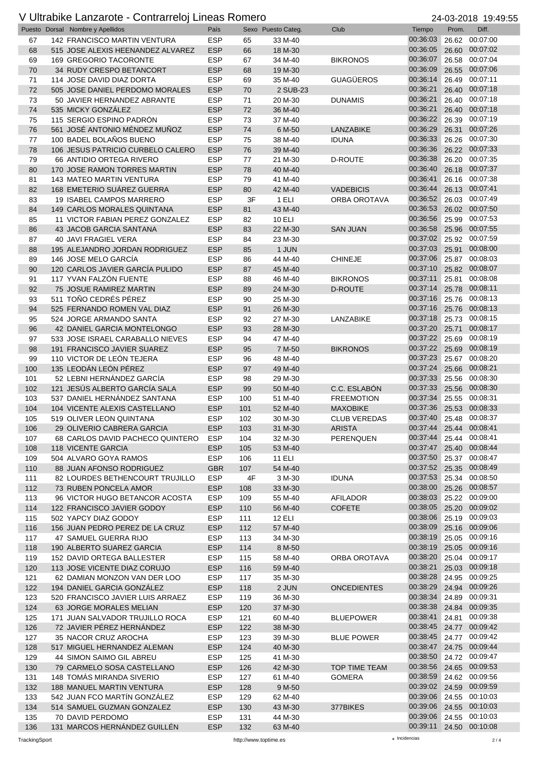# V Ultrabike Lanzarote - Contrarreloj Lineas Romero

24-03-2018 19:49:55

| Puesto | Dorsal | Nombre y Apellidos | País | Sexo | Puesto Categ. | Club | Tiempo | Prom. | Diff. |
|---|---|---|---|---|---|---|---|---|---|
| 67 | 142 | FRANCISCO MARTIN VENTURA | ESP | 65 | 33 M-40 | | 00:36:03 | 26.62 | 00:07:00 |
| 68 | 515 | JOSE ALEXIS HEENANDEZ ALVAREZ | ESP | 66 | 18 M-30 | | 00:36:05 | 26.60 | 00:07:02 |
| 69 | 169 | GREGORIO TACORONTE | ESP | 67 | 34 M-40 | BIKRONOS | 00:36:07 | 26.58 | 00:07:04 |
| 70 | 34 | RUDY CRESPO BETANCORT | ESP | 68 | 19 M-30 | | 00:36:09 | 26.55 | 00:07:06 |
| 71 | 114 | JOSE DAVID DIAZ DORTA | ESP | 69 | 35 M-40 | GUAGÜEROS | 00:36:14 | 26.49 | 00:07:11 |
| 72 | 505 | JOSE DANIEL PERDOMO MORALES | ESP | 70 | 2 SUB-23 | | 00:36:21 | 26.40 | 00:07:18 |
| 73 | 50 | JAVIER HERNANDEZ ABRANTE | ESP | 71 | 20 M-30 | DUNAMIS | 00:36:21 | 26.40 | 00:07:18 |
| 74 | 535 | MICKY GONZÁLEZ | ESP | 72 | 36 M-40 | | 00:36:21 | 26.40 | 00:07:18 |
| 75 | 115 | SERGIO ESPINO PADRÓN | ESP | 73 | 37 M-40 | | 00:36:22 | 26.39 | 00:07:19 |
| 76 | 561 | JOSÉ ANTONIO MÉNDEZ MUÑOZ | ESP | 74 | 6 M-50 | LANZABIKE | 00:36:29 | 26.31 | 00:07:26 |
| 77 | 100 | BADEL BOLAÑOS BUENO | ESP | 75 | 38 M-40 | IDUNA | 00:36:33 | 26.26 | 00:07:30 |
| 78 | 106 | JESUS PATRICIO CURBELO CALERO | ESP | 76 | 39 M-40 | | 00:36:36 | 26.22 | 00:07:33 |
| 79 | 66 | ANTIDIO ORTEGA RIVERO | ESP | 77 | 21 M-30 | D-ROUTE | 00:36:38 | 26.20 | 00:07:35 |
| 80 | 170 | JOSE RAMON TORRES MARTIN | ESP | 78 | 40 M-40 | | 00:36:40 | 26.18 | 00:07:37 |
| 81 | 143 | MATEO MARTIN VENTURA | ESP | 79 | 41 M-40 | | 00:36:41 | 26.16 | 00:07:38 |
| 82 | 168 | EMETERIO SUÁREZ GUERRA | ESP | 80 | 42 M-40 | VADEBICIS | 00:36:44 | 26.13 | 00:07:41 |
| 83 | 19 | ISABEL CAMPOS MARRERO | ESP | 3F | 1 ELI | ORBA OROTAVA | 00:36:52 | 26.03 | 00:07:49 |
| 84 | 149 | CARLOS MORALES QUINTANA | ESP | 81 | 43 M-40 | | 00:36:53 | 26.02 | 00:07:50 |
| 85 | 11 | VICTOR FABIAN PEREZ GONZALEZ | ESP | 82 | 10 ELI | | 00:36:56 | 25.99 | 00:07:53 |
| 86 | 43 | JACOB GARCIA SANTANA | ESP | 83 | 22 M-30 | SAN JUAN | 00:36:58 | 25.96 | 00:07:55 |
| 87 | 40 | JAVI FRAGIEL VERA | ESP | 84 | 23 M-30 | | 00:37:02 | 25.92 | 00:07:59 |
| 88 | 195 | ALEJANDRO JORDAN RODRIGUEZ | ESP | 85 | 1 JUN | | 00:37:03 | 25.91 | 00:08:00 |
| 89 | 146 | JOSE MELO GARCÍA | ESP | 86 | 44 M-40 | CHINEJE | 00:37:06 | 25.87 | 00:08:03 |
| 90 | 120 | CARLOS JAVIER GARCÍA PULIDO | ESP | 87 | 45 M-40 | | 00:37:10 | 25.82 | 00:08:07 |
| 91 | 117 | YVAN FALZÓN FUENTE | ESP | 88 | 46 M-40 | BIKRONOS | 00:37:11 | 25.81 | 00:08:08 |
| 92 | 75 | JOSUE RAMIREZ MARTIN | ESP | 89 | 24 M-30 | D-ROUTE | 00:37:14 | 25.78 | 00:08:11 |
| 93 | 511 | TOÑO CEDRÉS PÉREZ | ESP | 90 | 25 M-30 | | 00:37:16 | 25.76 | 00:08:13 |
| 94 | 525 | FERNANDO ROMEN VAL DIAZ | ESP | 91 | 26 M-30 | | 00:37:16 | 25.76 | 00:08:13 |
| 95 | 524 | JORGE ARMANDO SANTA | ESP | 92 | 27 M-30 | LANZABIKE | 00:37:18 | 25.73 | 00:08:15 |
| 96 | 42 | DANIEL GARCIA MONTELONGO | ESP | 93 | 28 M-30 | | 00:37:20 | 25.71 | 00:08:17 |
| 97 | 533 | JOSE ISRAEL CARABALLO NIEVES | ESP | 94 | 47 M-40 | | 00:37:22 | 25.69 | 00:08:19 |
| 98 | 191 | FRANCISCO JAVIER SUAREZ | ESP | 95 | 7 M-50 | BIKRONOS | 00:37:22 | 25.69 | 00:08:19 |
| 99 | 110 | VICTOR DE LEÓN TEJERA | ESP | 96 | 48 M-40 | | 00:37:23 | 25.67 | 00:08:20 |
| 100 | 135 | LEODÁN LEÓN PÉREZ | ESP | 97 | 49 M-40 | | 00:37:24 | 25.66 | 00:08:21 |
| 101 | 52 | LEBNI HERNÁNDEZ GARCÍA | ESP | 98 | 29 M-30 | | 00:37:33 | 25.56 | 00:08:30 |
| 102 | 121 | JESÚS ALBERTO GARCÍA SALA | ESP | 99 | 50 M-40 | C.C. ESLABÓN | 00:37:33 | 25.56 | 00:08:30 |
| 103 | 537 | DANIEL HERNÁNDEZ SANTANA | ESP | 100 | 51 M-40 | FREEMOTION | 00:37:34 | 25.55 | 00:08:31 |
| 104 | 104 | VICENTE ALEXIS CASTELLANO | ESP | 101 | 52 M-40 | MAXOBIKE | 00:37:36 | 25.53 | 00:08:33 |
| 105 | 519 | OLIVER LEON QUINTANA | ESP | 102 | 30 M-30 | CLUB VEREDAS | 00:37:40 | 25.48 | 00:08:37 |
| 106 | 29 | OLIVERIO CABRERA GARCIA | ESP | 103 | 31 M-30 | ARISTA | 00:37:44 | 25.44 | 00:08:41 |
| 107 | 68 | CARLOS DAVID PACHECO QUINTERO | ESP | 104 | 32 M-30 | PERENQUEN | 00:37:44 | 25.44 | 00:08:41 |
| 108 | 118 | VICENTE GARCIA | ESP | 105 | 53 M-40 | | 00:37:47 | 25.40 | 00:08:44 |
| 109 | 504 | ALVARO GOYA RAMOS | ESP | 106 | 11 ELI | | 00:37:50 | 25.37 | 00:08:47 |
| 110 | 88 | JUAN AFONSO RODRIGUEZ | GBR | 107 | 54 M-40 | | 00:37:52 | 25.35 | 00:08:49 |
| 111 | 82 | LOURDES BETHENCOURT TRUJILLO | ESP | 4F | 3 M-30 | IDUNA | 00:37:53 | 25.34 | 00:08:50 |
| 112 | 73 | RUBEN PONCELA AMOR | ESP | 108 | 33 M-30 | | 00:38:00 | 25.26 | 00:08:57 |
| 113 | 96 | VICTOR HUGO BETANCOR ACOSTA | ESP | 109 | 55 M-40 | AFILADOR | 00:38:03 | 25.22 | 00:09:00 |
| 114 | 122 | FRANCISCO JAVIER GODOY | ESP | 110 | 56 M-40 | COFETE | 00:38:05 | 25.20 | 00:09:02 |
| 115 | 502 | YAPCY DIAZ GODOY | ESP | 111 | 12 ELI | | 00:38:06 | 25.19 | 00:09:03 |
| 116 | 156 | JUAN PEDRO PEREZ DE LA CRUZ | ESP | 112 | 57 M-40 | | 00:38:09 | 25.16 | 00:09:06 |
| 117 | 47 | SAMUEL GUERRA RIJO | ESP | 113 | 34 M-30 | | 00:38:19 | 25.05 | 00:09:16 |
| 118 | 190 | ALBERTO SUAREZ GARCIA | ESP | 114 | 8 M-50 | | 00:38:19 | 25.05 | 00:09:16 |
| 119 | 152 | DAVID ORTEGA BALLESTER | ESP | 115 | 58 M-40 | ORBA OROTAVA | 00:38:20 | 25.04 | 00:09:17 |
| 120 | 113 | JOSE VICENTE DIAZ CORUJO | ESP | 116 | 59 M-40 | | 00:38:21 | 25.03 | 00:09:18 |
| 121 | 62 | DAMIAN MONZON VAN DER LOO | ESP | 117 | 35 M-30 | | 00:38:28 | 24.95 | 00:09:25 |
| 122 | 194 | DANIEL GARCIA GONZÁLEZ | ESP | 118 | 2 JUN | ONCEDIENTES | 00:38:29 | 24.94 | 00:09:26 |
| 123 | 520 | FRANCISCO JAVIER LUIS ARRAEZ | ESP | 119 | 36 M-30 | | 00:38:34 | 24.89 | 00:09:31 |
| 124 | 63 | JORGE MORALES MELIAN | ESP | 120 | 37 M-30 | | 00:38:38 | 24.84 | 00:09:35 |
| 125 | 171 | JUAN SALVADOR TRUJILLO ROCA | ESP | 121 | 60 M-40 | BLUEPOWER | 00:38:41 | 24.81 | 00:09:38 |
| 126 | 72 | JAVIER PÉREZ HERNÁNDEZ | ESP | 122 | 38 M-30 | | 00:38:45 | 24.77 | 00:09:42 |
| 127 | 35 | NACOR CRUZ AROCHA | ESP | 123 | 39 M-30 | BLUE POWER | 00:38:45 | 24.77 | 00:09:42 |
| 128 | 517 | MIGUEL HERNANDEZ ALEMAN | ESP | 124 | 40 M-30 | | 00:38:47 | 24.75 | 00:09:44 |
| 129 | 44 | SIMON SAIMO GIL ABREU | ESP | 125 | 41 M-30 | | 00:38:50 | 24.72 | 00:09:47 |
| 130 | 79 | CARMELO SOSA CASTELLANO | ESP | 126 | 42 M-30 | TOP TIME TEAM | 00:38:56 | 24.65 | 00:09:53 |
| 131 | 148 | TOMÁS MIRANDA SIVERIO | ESP | 127 | 61 M-40 | GOMERA | 00:38:59 | 24.62 | 00:09:56 |
| 132 | 188 | MANUEL MARTIN VENTURA | ESP | 128 | 9 M-50 | | 00:39:02 | 24.59 | 00:09:59 |
| 133 | 542 | JUAN FCO MARTÍN GONZÁLEZ | ESP | 129 | 62 M-40 | | 00:39:06 | 24.55 | 00:10:03 |
| 134 | 514 | SAMUEL GUZMAN GONZALEZ | ESP | 130 | 43 M-30 | 377BIKES | 00:39:06 | 24.55 | 00:10:03 |
| 135 | 70 | DAVID PERDOMO | ESP | 131 | 44 M-30 | | 00:39:06 | 24.55 | 00:10:03 |
| 136 | 131 | MARCOS HERNÁNDEZ GUILLÉN | ESP | 132 | 63 M-40 | | 00:39:11 | 24.50 | 00:10:08 |

TrackingSport — http://www.toptime.es — ⋆ Incidencias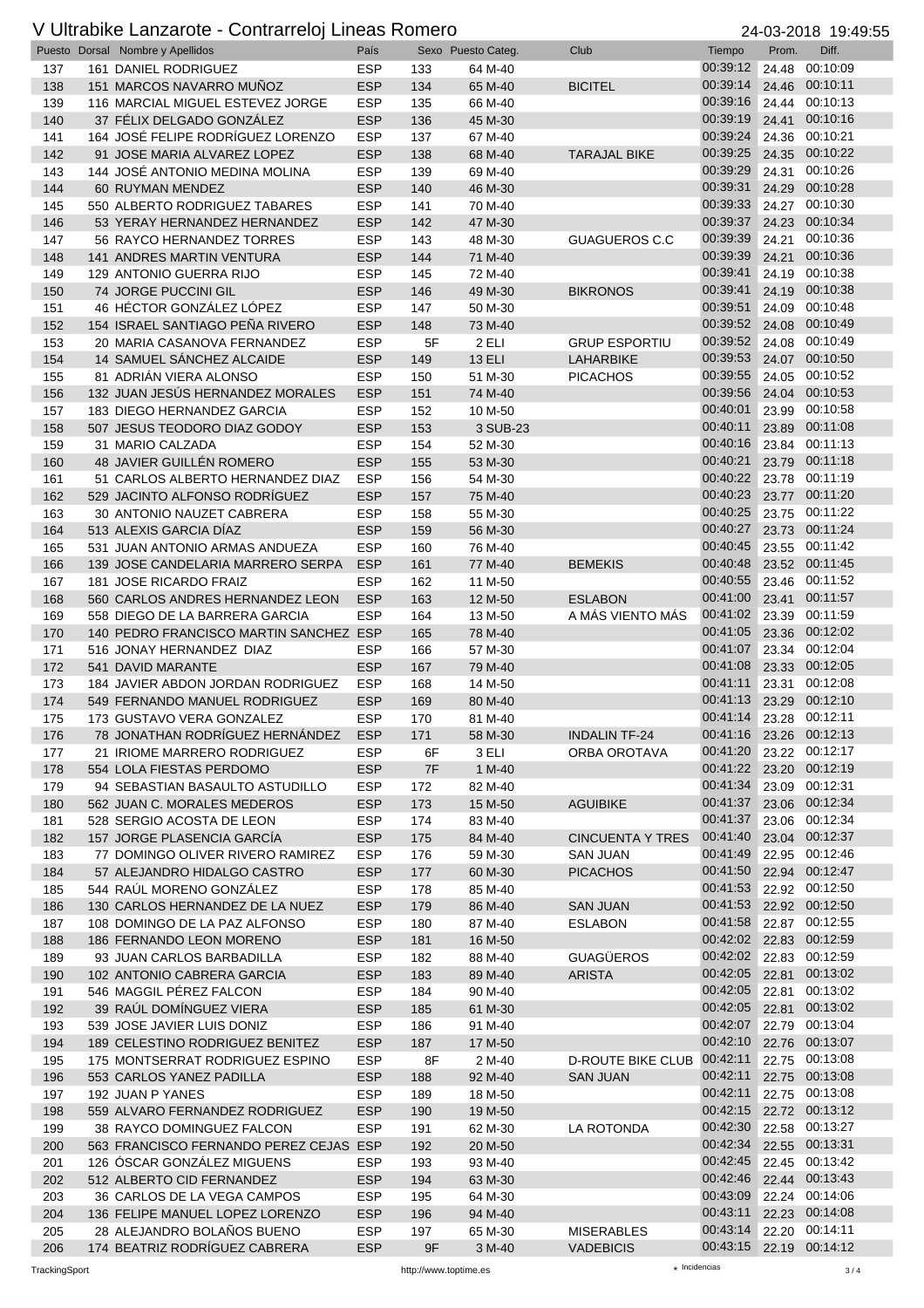# V Ultrabike Lanzarote - Contrarreloj Lineas Romero

24-03-2018 19:49:55

| Puesto | Dorsal | Nombre y Apellidos | País | Sexo | Puesto Categ. | Club | Tiempo | Prom. | Diff. |
|---|---|---|---|---|---|---|---|---|---|
| 137 | 161 | DANIEL RODRIGUEZ | ESP | 133 | 64 M-40 | | 00:39:12 | 24.48 | 00:10:09 |
| 138 | 151 | MARCOS NAVARRO MUÑOZ | ESP | 134 | 65 M-40 | BICITEL | 00:39:14 | 24.46 | 00:10:11 |
| 139 | 116 | MARCIAL MIGUEL ESTEVEZ JORGE | ESP | 135 | 66 M-40 | | 00:39:16 | 24.44 | 00:10:13 |
| 140 | 37 | FÉLIX DELGADO GONZÁLEZ | ESP | 136 | 45 M-30 | | 00:39:19 | 24.41 | 00:10:16 |
| 141 | 164 | JOSÉ FELIPE RODRÍGUEZ LORENZO | ESP | 137 | 67 M-40 | | 00:39:24 | 24.36 | 00:10:21 |
| 142 | 91 | JOSE MARIA ALVAREZ LOPEZ | ESP | 138 | 68 M-40 | TARAJAL BIKE | 00:39:25 | 24.35 | 00:10:22 |
| 143 | 144 | JOSÉ ANTONIO MEDINA MOLINA | ESP | 139 | 69 M-40 | | 00:39:29 | 24.31 | 00:10:26 |
| 144 | 60 | RUYMAN MENDEZ | ESP | 140 | 46 M-30 | | 00:39:31 | 24.29 | 00:10:28 |
| 145 | 550 | ALBERTO RODRIGUEZ TABARES | ESP | 141 | 70 M-40 | | 00:39:33 | 24.27 | 00:10:30 |
| 146 | 53 | YERAY HERNANDEZ HERNANDEZ | ESP | 142 | 47 M-30 | | 00:39:37 | 24.23 | 00:10:34 |
| 147 | 56 | RAYCO HERNANDEZ TORRES | ESP | 143 | 48 M-30 | GUAGUEROS C.C | 00:39:39 | 24.21 | 00:10:36 |
| 148 | 141 | ANDRES MARTIN VENTURA | ESP | 144 | 71 M-40 | | 00:39:39 | 24.21 | 00:10:36 |
| 149 | 129 | ANTONIO GUERRA RIJO | ESP | 145 | 72 M-40 | | 00:39:41 | 24.19 | 00:10:38 |
| 150 | 74 | JORGE PUCCINI GIL | ESP | 146 | 49 M-30 | BIKRONOS | 00:39:41 | 24.19 | 00:10:38 |
| 151 | 46 | HÉCTOR GONZÁLEZ LÓPEZ | ESP | 147 | 50 M-30 | | 00:39:51 | 24.09 | 00:10:48 |
| 152 | 154 | ISRAEL SANTIAGO PEÑA RIVERO | ESP | 148 | 73 M-40 | | 00:39:52 | 24.08 | 00:10:49 |
| 153 | 20 | MARIA CASANOVA FERNANDEZ | ESP | 5F | 2 ELI | GRUP ESPORTIU | 00:39:52 | 24.08 | 00:10:49 |
| 154 | 14 | SAMUEL SÁNCHEZ ALCAIDE | ESP | 149 | 13 ELI | LAHARBIKE | 00:39:53 | 24.07 | 00:10:50 |
| 155 | 81 | ADRIÁN VIERA ALONSO | ESP | 150 | 51 M-30 | PICACHOS | 00:39:55 | 24.05 | 00:10:52 |
| 156 | 132 | JUAN JESÚS HERNANDEZ MORALES | ESP | 151 | 74 M-40 | | 00:39:56 | 24.04 | 00:10:53 |
| 157 | 183 | DIEGO HERNANDEZ GARCIA | ESP | 152 | 10 M-50 | | 00:40:01 | 23.99 | 00:10:58 |
| 158 | 507 | JESUS TEODORO DIAZ GODOY | ESP | 153 | 3 SUB-23 | | 00:40:11 | 23.89 | 00:11:08 |
| 159 | 31 | MARIO CALZADA | ESP | 154 | 52 M-30 | | 00:40:16 | 23.84 | 00:11:13 |
| 160 | 48 | JAVIER GUILLÉN ROMERO | ESP | 155 | 53 M-30 | | 00:40:21 | 23.79 | 00:11:18 |
| 161 | 51 | CARLOS ALBERTO HERNANDEZ DIAZ | ESP | 156 | 54 M-30 | | 00:40:22 | 23.78 | 00:11:19 |
| 162 | 529 | JACINTO ALFONSO RODRÍGUEZ | ESP | 157 | 75 M-40 | | 00:40:23 | 23.77 | 00:11:20 |
| 163 | 30 | ANTONIO NAUZET CABRERA | ESP | 158 | 55 M-30 | | 00:40:25 | 23.75 | 00:11:22 |
| 164 | 513 | ALEXIS GARCIA DÍAZ | ESP | 159 | 56 M-30 | | 00:40:27 | 23.73 | 00:11:24 |
| 165 | 531 | JUAN ANTONIO ARMAS ANDUEZA | ESP | 160 | 76 M-40 | | 00:40:45 | 23.55 | 00:11:42 |
| 166 | 139 | JOSE CANDELARIA MARRERO SERPA | ESP | 161 | 77 M-40 | BEMEKIS | 00:40:48 | 23.52 | 00:11:45 |
| 167 | 181 | JOSE RICARDO FRAIZ | ESP | 162 | 11 M-50 | | 00:40:55 | 23.46 | 00:11:52 |
| 168 | 560 | CARLOS ANDRES HERNANDEZ LEON | ESP | 163 | 12 M-50 | ESLABON | 00:41:00 | 23.41 | 00:11:57 |
| 169 | 558 | DIEGO DE LA BARRERA GARCIA | ESP | 164 | 13 M-50 | A MÁS VIENTO MÁS | 00:41:02 | 23.39 | 00:11:59 |
| 170 | 140 | PEDRO FRANCISCO MARTIN SANCHEZ | ESP | 165 | 78 M-40 | | 00:41:05 | 23.36 | 00:12:02 |
| 171 | 516 | JONAY HERNANDEZ DIAZ | ESP | 166 | 57 M-30 | | 00:41:07 | 23.34 | 00:12:04 |
| 172 | 541 | DAVID MARANTE | ESP | 167 | 79 M-40 | | 00:41:08 | 23.33 | 00:12:05 |
| 173 | 184 | JAVIER ABDON JORDAN RODRIGUEZ | ESP | 168 | 14 M-50 | | 00:41:11 | 23.31 | 00:12:08 |
| 174 | 549 | FERNANDO MANUEL RODRIGUEZ | ESP | 169 | 80 M-40 | | 00:41:13 | 23.29 | 00:12:10 |
| 175 | 173 | GUSTAVO VERA GONZALEZ | ESP | 170 | 81 M-40 | | 00:41:14 | 23.28 | 00:12:11 |
| 176 | 78 | JONATHAN RODRÍGUEZ HERNÁNDEZ | ESP | 171 | 58 M-30 | INDALIN TF-24 | 00:41:16 | 23.26 | 00:12:13 |
| 177 | 21 | IRIOME MARRERO RODRIGUEZ | ESP | 6F | 3 ELI | ORBA OROTAVA | 00:41:20 | 23.22 | 00:12:17 |
| 178 | 554 | LOLA FIESTAS PERDOMO | ESP | 7F | 1 M-40 | | 00:41:22 | 23.20 | 00:12:19 |
| 179 | 94 | SEBASTIAN BASAULTO ASTUDILLO | ESP | 172 | 82 M-40 | | 00:41:34 | 23.09 | 00:12:31 |
| 180 | 562 | JUAN C. MORALES MEDEROS | ESP | 173 | 15 M-50 | AGUIBIKE | 00:41:37 | 23.06 | 00:12:34 |
| 181 | 528 | SERGIO ACOSTA DE LEON | ESP | 174 | 83 M-40 | | 00:41:37 | 23.06 | 00:12:34 |
| 182 | 157 | JORGE PLASENCIA GARCÍA | ESP | 175 | 84 M-40 | CINCUENTA Y TRES | 00:41:40 | 23.04 | 00:12:37 |
| 183 | 77 | DOMINGO OLIVER RIVERO RAMIREZ | ESP | 176 | 59 M-30 | SAN JUAN | 00:41:49 | 22.95 | 00:12:46 |
| 184 | 57 | ALEJANDRO HIDALGO CASTRO | ESP | 177 | 60 M-30 | PICACHOS | 00:41:50 | 22.94 | 00:12:47 |
| 185 | 544 | RAÚL MORENO GONZÁLEZ | ESP | 178 | 85 M-40 | | 00:41:53 | 22.92 | 00:12:50 |
| 186 | 130 | CARLOS HERNANDEZ DE LA NUEZ | ESP | 179 | 86 M-40 | SAN JUAN | 00:41:53 | 22.92 | 00:12:50 |
| 187 | 108 | DOMINGO DE LA PAZ ALFONSO | ESP | 180 | 87 M-40 | ESLABON | 00:41:58 | 22.87 | 00:12:55 |
| 188 | 186 | FERNANDO LEON MORENO | ESP | 181 | 16 M-50 | | 00:42:02 | 22.83 | 00:12:59 |
| 189 | 93 | JUAN CARLOS BARBADILLA | ESP | 182 | 88 M-40 | GUAGÜEROS | 00:42:02 | 22.83 | 00:12:59 |
| 190 | 102 | ANTONIO CABRERA GARCIA | ESP | 183 | 89 M-40 | ARISTA | 00:42:05 | 22.81 | 00:13:02 |
| 191 | 546 | MAGGIL PÉREZ FALCON | ESP | 184 | 90 M-40 | | 00:42:05 | 22.81 | 00:13:02 |
| 192 | 39 | RAÚL DOMÍNGUEZ VIERA | ESP | 185 | 61 M-30 | | 00:42:05 | 22.81 | 00:13:02 |
| 193 | 539 | JOSE JAVIER LUIS DONIZ | ESP | 186 | 91 M-40 | | 00:42:07 | 22.79 | 00:13:04 |
| 194 | 189 | CELESTINO RODRIGUEZ BENITEZ | ESP | 187 | 17 M-50 | | 00:42:10 | 22.76 | 00:13:07 |
| 195 | 175 | MONTSERRAT RODRIGUEZ ESPINO | ESP | 8F | 2 M-40 | D-ROUTE BIKE CLUB | 00:42:11 | 22.75 | 00:13:08 |
| 196 | 553 | CARLOS YANEZ PADILLA | ESP | 188 | 92 M-40 | SAN JUAN | 00:42:11 | 22.75 | 00:13:08 |
| 197 | 192 | JUAN P YANES | ESP | 189 | 18 M-50 | | 00:42:11 | 22.75 | 00:13:08 |
| 198 | 559 | ALVARO FERNANDEZ RODRIGUEZ | ESP | 190 | 19 M-50 | | 00:42:15 | 22.72 | 00:13:12 |
| 199 | 38 | RAYCO DOMINGUEZ FALCON | ESP | 191 | 62 M-30 | LA ROTONDA | 00:42:30 | 22.58 | 00:13:27 |
| 200 | 563 | FRANCISCO FERNANDO PEREZ CEJAS | ESP | 192 | 20 M-50 | | 00:42:34 | 22.55 | 00:13:31 |
| 201 | 126 | ÓSCAR GONZÁLEZ MIGUENS | ESP | 193 | 93 M-40 | | 00:42:45 | 22.45 | 00:13:42 |
| 202 | 512 | ALBERTO CID FERNANDEZ | ESP | 194 | 63 M-30 | | 00:42:46 | 22.44 | 00:13:43 |
| 203 | 36 | CARLOS DE LA VEGA CAMPOS | ESP | 195 | 64 M-30 | | 00:43:09 | 22.24 | 00:14:06 |
| 204 | 136 | FELIPE MANUEL LOPEZ LORENZO | ESP | 196 | 94 M-40 | | 00:43:11 | 22.23 | 00:14:08 |
| 205 | 28 | ALEJANDRO BOLAÑOS BUENO | ESP | 197 | 65 M-30 | MISERABLES | 00:43:14 | 22.20 | 00:14:11 |
| 206 | 174 | BEATRIZ RODRÍGUEZ CABRERA | ESP | 9F | 3 M-40 | VADEBICIS | 00:43:15 | 22.19 | 00:14:12 |

TrackingSport http://www.toptime.es ⋆ Incidencias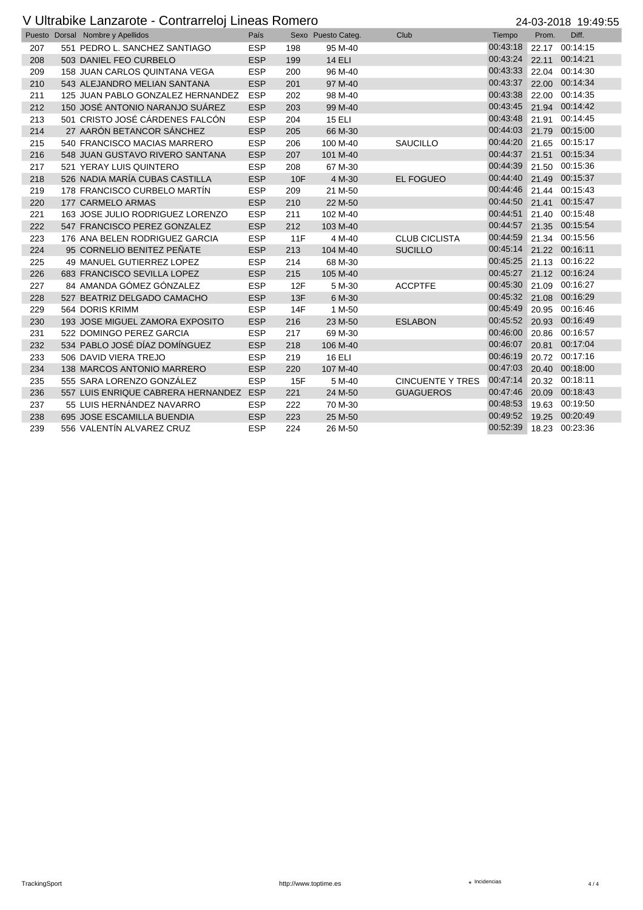# V Ultrabike Lanzarote - Contrarreloj Lineas Romero

24-03-2018 19:49:55

| Puesto | Dorsal | Nombre y Apellidos | País | Sexo | Puesto Categ. | Club | Tiempo | Prom. | Diff. |
|---|---|---|---|---|---|---|---|---|---|
| 207 | 551 | PEDRO L. SANCHEZ SANTIAGO | ESP | 198 | 95 M-40 | | 00:43:18 | 22.17 | 00:14:15 |
| 208 | 503 | DANIEL FEO CURBELO | ESP | 199 | 14 ELI | | 00:43:24 | 22.11 | 00:14:21 |
| 209 | 158 | JUAN CARLOS QUINTANA VEGA | ESP | 200 | 96 M-40 | | 00:43:33 | 22.04 | 00:14:30 |
| 210 | 543 | ALEJANDRO MELIAN SANTANA | ESP | 201 | 97 M-40 | | 00:43:37 | 22.00 | 00:14:34 |
| 211 | 125 | JUAN PABLO GONZALEZ HERNANDEZ | ESP | 202 | 98 M-40 | | 00:43:38 | 22.00 | 00:14:35 |
| 212 | 150 | JOSÉ ANTONIO NARANJO SUÁREZ | ESP | 203 | 99 M-40 | | 00:43:45 | 21.94 | 00:14:42 |
| 213 | 501 | CRISTO JOSÉ CÁRDENES FALCÓN | ESP | 204 | 15 ELI | | 00:43:48 | 21.91 | 00:14:45 |
| 214 | 27 | AARÓN BETANCOR SÁNCHEZ | ESP | 205 | 66 M-30 | | 00:44:03 | 21.79 | 00:15:00 |
| 215 | 540 | FRANCISCO MACIAS MARRERO | ESP | 206 | 100 M-40 | SAUCILLO | 00:44:20 | 21.65 | 00:15:17 |
| 216 | 548 | JUAN GUSTAVO RIVERO SANTANA | ESP | 207 | 101 M-40 | | 00:44:37 | 21.51 | 00:15:34 |
| 217 | 521 | YERAY LUIS QUINTERO | ESP | 208 | 67 M-30 | | 00:44:39 | 21.50 | 00:15:36 |
| 218 | 526 | NADIA MARÍA CUBAS CASTILLA | ESP | 10F | 4 M-30 | EL FOGUEO | 00:44:40 | 21.49 | 00:15:37 |
| 219 | 178 | FRANCISCO CURBELO MARTÍN | ESP | 209 | 21 M-50 | | 00:44:46 | 21.44 | 00:15:43 |
| 220 | 177 | CARMELO ARMAS | ESP | 210 | 22 M-50 | | 00:44:50 | 21.41 | 00:15:47 |
| 221 | 163 | JOSE JULIO RODRIGUEZ LORENZO | ESP | 211 | 102 M-40 | | 00:44:51 | 21.40 | 00:15:48 |
| 222 | 547 | FRANCISCO PEREZ GONZALEZ | ESP | 212 | 103 M-40 | | 00:44:57 | 21.35 | 00:15:54 |
| 223 | 176 | ANA BELEN RODRIGUEZ GARCIA | ESP | 11F | 4 M-40 | CLUB CICLISTA | 00:44:59 | 21.34 | 00:15:56 |
| 224 | 95 | CORNELIO BENITEZ PEÑATE | ESP | 213 | 104 M-40 | SUCILLO | 00:45:14 | 21.22 | 00:16:11 |
| 225 | 49 | MANUEL GUTIERREZ LOPEZ | ESP | 214 | 68 M-30 | | 00:45:25 | 21.13 | 00:16:22 |
| 226 | 683 | FRANCISCO SEVILLA LOPEZ | ESP | 215 | 105 M-40 | | 00:45:27 | 21.12 | 00:16:24 |
| 227 | 84 | AMANDA GÓMEZ GÓNZALEZ | ESP | 12F | 5 M-30 | ACCPTFE | 00:45:30 | 21.09 | 00:16:27 |
| 228 | 527 | BEATRIZ DELGADO CAMACHO | ESP | 13F | 6 M-30 | | 00:45:32 | 21.08 | 00:16:29 |
| 229 | 564 | DORIS KRIMM | ESP | 14F | 1 M-50 | | 00:45:49 | 20.95 | 00:16:46 |
| 230 | 193 | JOSE MIGUEL ZAMORA EXPOSITO | ESP | 216 | 23 M-50 | ESLABON | 00:45:52 | 20.93 | 00:16:49 |
| 231 | 522 | DOMINGO PEREZ GARCIA | ESP | 217 | 69 M-30 | | 00:46:00 | 20.86 | 00:16:57 |
| 232 | 534 | PABLO JOSÉ DÍAZ DOMÍNGUEZ | ESP | 218 | 106 M-40 | | 00:46:07 | 20.81 | 00:17:04 |
| 233 | 506 | DAVID VIERA TREJO | ESP | 219 | 16 ELI | | 00:46:19 | 20.72 | 00:17:16 |
| 234 | 138 | MARCOS ANTONIO MARRERO | ESP | 220 | 107 M-40 | | 00:47:03 | 20.40 | 00:18:00 |
| 235 | 555 | SARA LORENZO GONZÁLEZ | ESP | 15F | 5 M-40 | CINCUENTE Y TRES | 00:47:14 | 20.32 | 00:18:11 |
| 236 | 557 | LUIS ENRIQUE CABRERA HERNANDEZ | ESP | 221 | 24 M-50 | GUAGUEROS | 00:47:46 | 20.09 | 00:18:43 |
| 237 | 55 | LUIS HERNÁNDEZ NAVARRO | ESP | 222 | 70 M-30 | | 00:48:53 | 19.63 | 00:19:50 |
| 238 | 695 | JOSE ESCAMILLA BUENDIA | ESP | 223 | 25 M-50 | | 00:49:52 | 19.25 | 00:20:49 |
| 239 | 556 | VALENTÍN ALVAREZ CRUZ | ESP | 224 | 26 M-50 | | 00:52:39 | 18.23 | 00:23:36 |

TrackingSport http://www.toptime.es ⋆ Incidencias